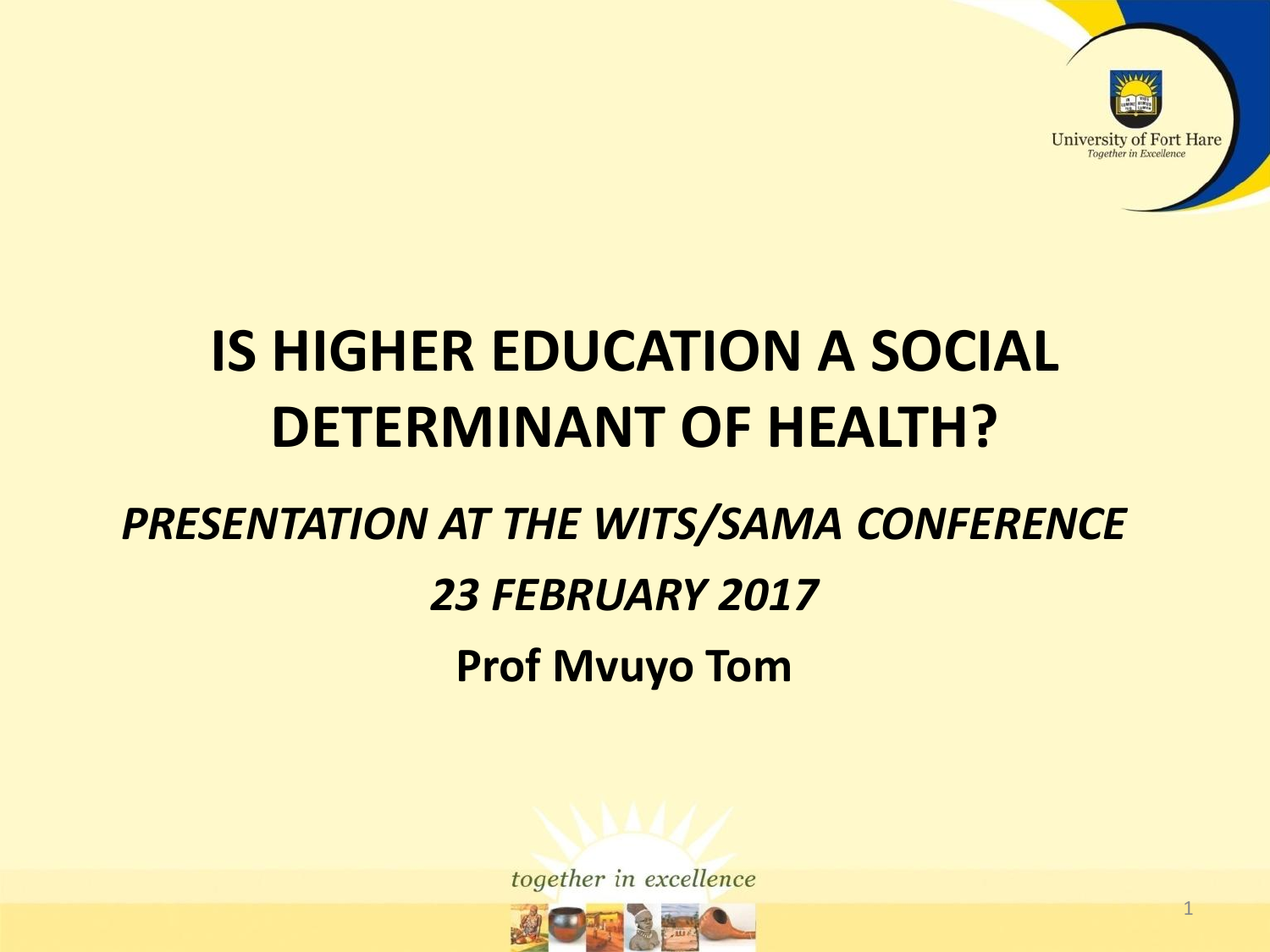# IS HIGHER EDUCATION A SOCIAL DETERMINANT OF HEALTH?

*PRESENTATION AT THE WITS/SAMA CONFERENCE*

*23 FEBRUARY 2017*

**Prof Mvuyo Tom**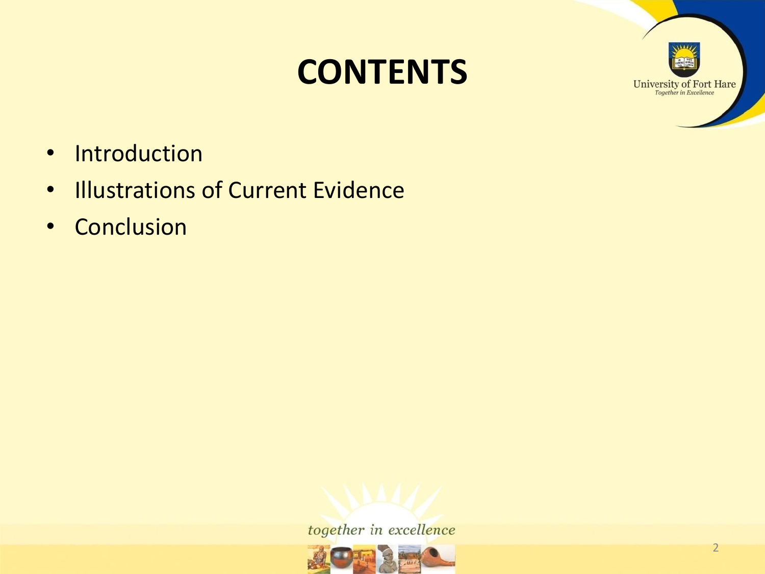# CONTENTS

- Introduction
- Illustrations of Current Evidence
- Conclusion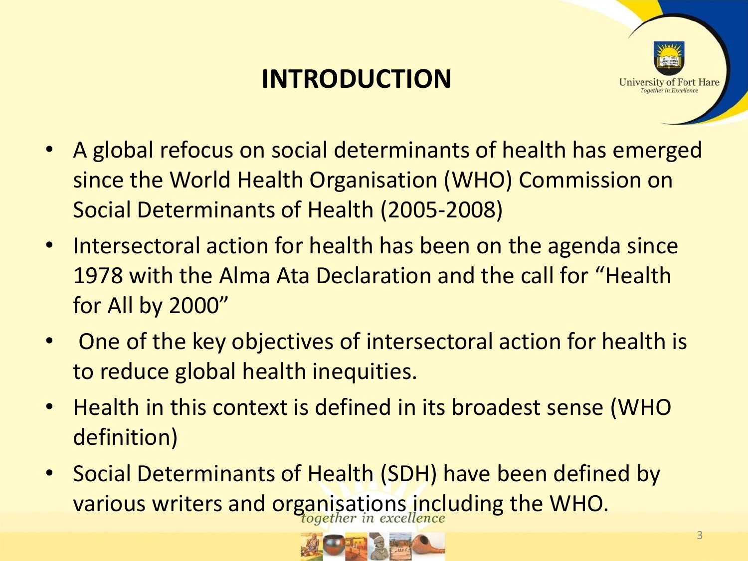# INTRODUCTION

- A global refocus on social determinants of health has emerged since the World Health Organisation (WHO) Commission on Social Determinants of Health (2005-2008)
- Intersectoral action for health has been on the agenda since 1978 with the Alma Ata Declaration and the call for "Health for All by 2000"
- One of the key objectives of intersectoral action for health is to reduce global health inequities.
- Health in this context is defined in its broadest sense (WHO definition)
- Social Determinants of Health (SDH) have been defined by various writers and organisations including the WHO.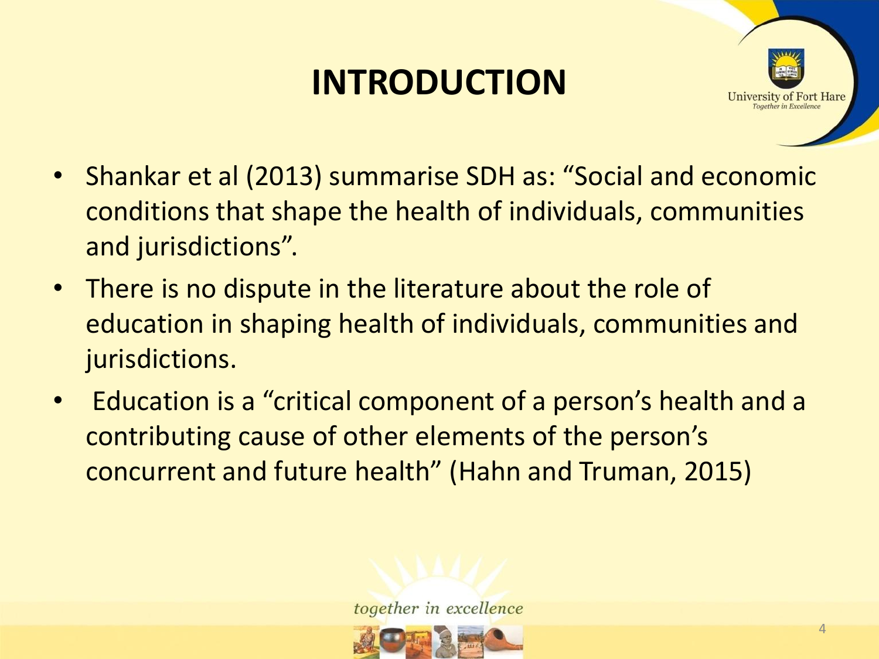# INTRODUCTION

- Shankar et al (2013) summarise SDH as: "Social and economic conditions that shape the health of individuals, communities and jurisdictions".
- There is no dispute in the literature about the role of education in shaping health of individuals, communities and jurisdictions.
- Education is a "critical component of a person's health and a contributing cause of other elements of the person's concurrent and future health" (Hahn and Truman, 2015)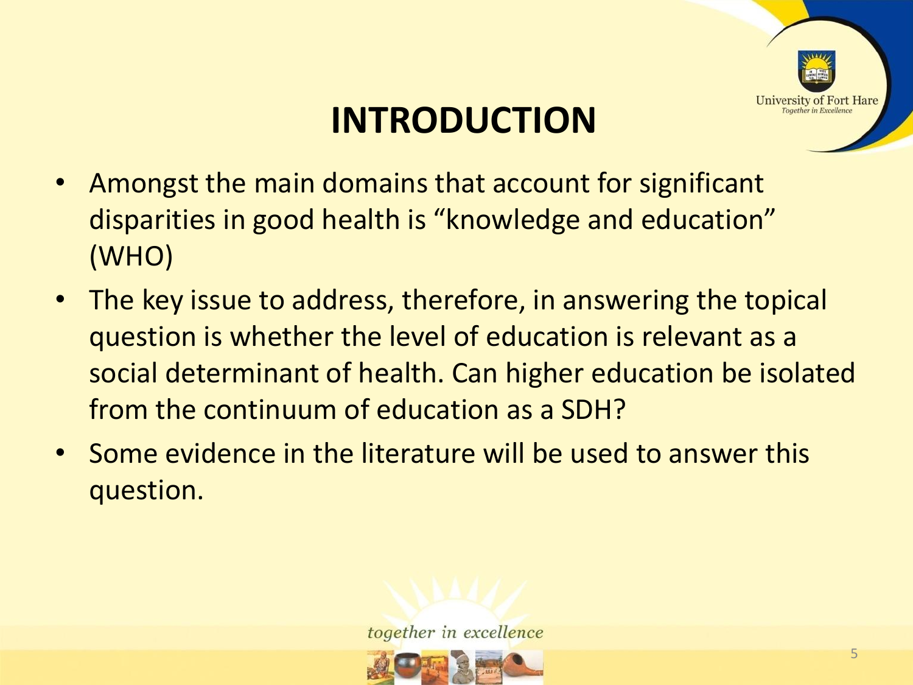# INTRODUCTION

- Amongst the main domains that account for significant disparities in good health is "knowledge and education" (WHO)
- The key issue to address, therefore, in answering the topical question is whether the level of education is relevant as a social determinant of health. Can higher education be isolated from the continuum of education as a SDH?
- Some evidence in the literature will be used to answer this question.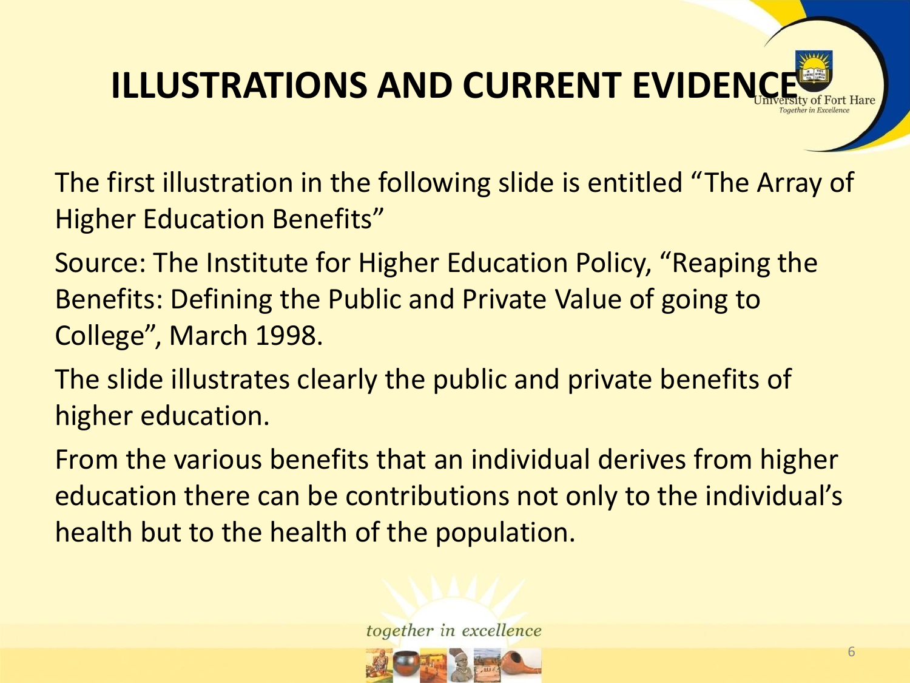# ILLUSTRATIONS AND CURRENT EVIDENCE

The first illustration in the following slide is entitled "The Array of Higher Education Benefits"

Source: The Institute for Higher Education Policy, "Reaping the Benefits: Defining the Public and Private Value of going to College", March 1998.

The slide illustrates clearly the public and private benefits of higher education.

From the various benefits that an individual derives from higher education there can be contributions not only to the individual's health but to the health of the population.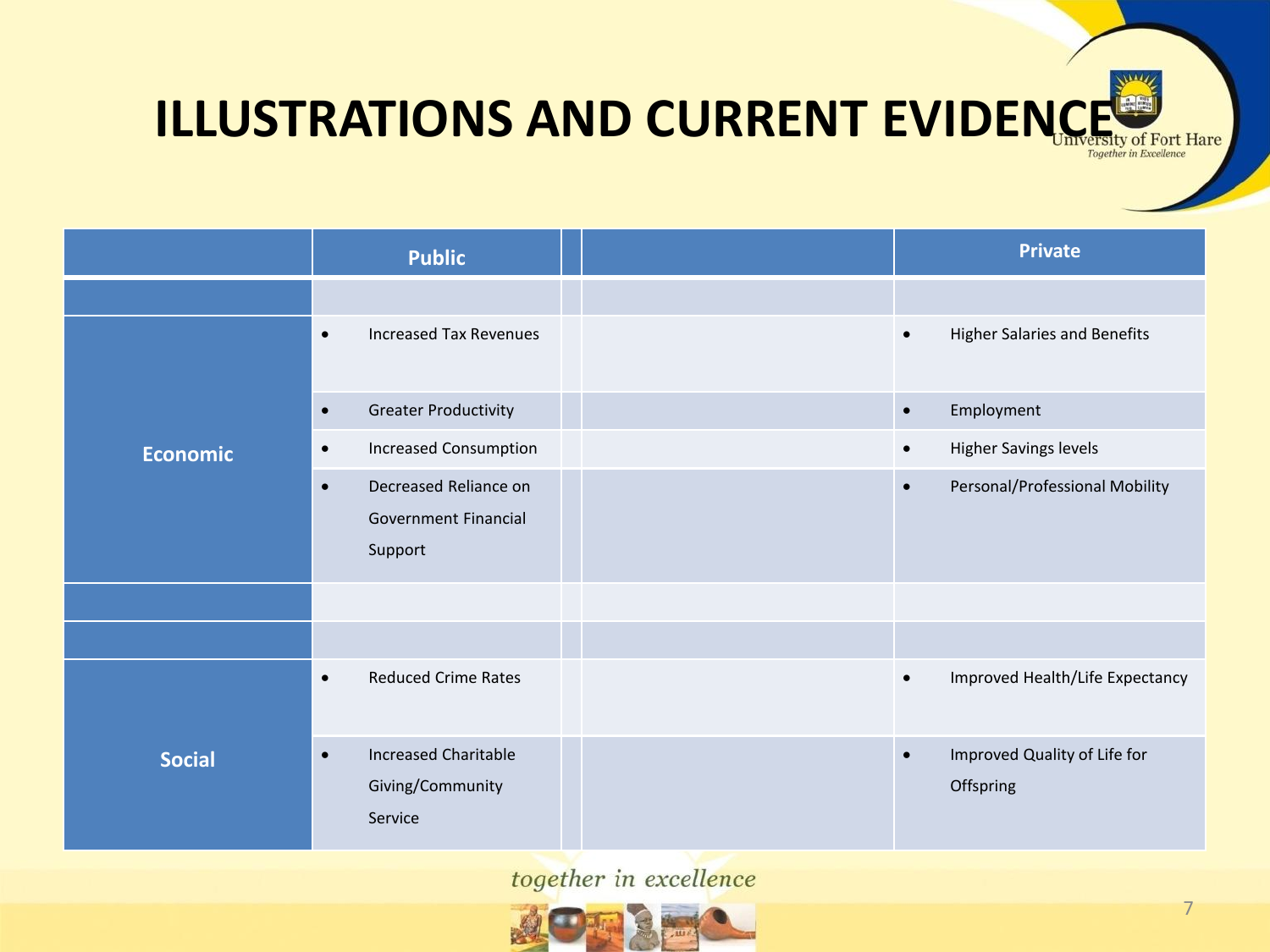# ILLUSTRATIONS AND CURRENT EVIDENCE

| | Public | | | Private |
|---|---|---|---|---|
| | | | | |
| Economic | • Increased Tax Revenues | | | • Higher Salaries and Benefits |
| | • Greater Productivity | | | • Employment |
| | • Increased Consumption | | | • Higher Savings levels |
| | • Decreased Reliance on Government Financial Support | | | • Personal/Professional Mobility |
| | | | | |
| | | | | |
| Social | • Reduced Crime Rates | | | • Improved Health/Life Expectancy |
| | • Increased Charitable Giving/Community Service | | | • Improved Quality of Life for Offspring |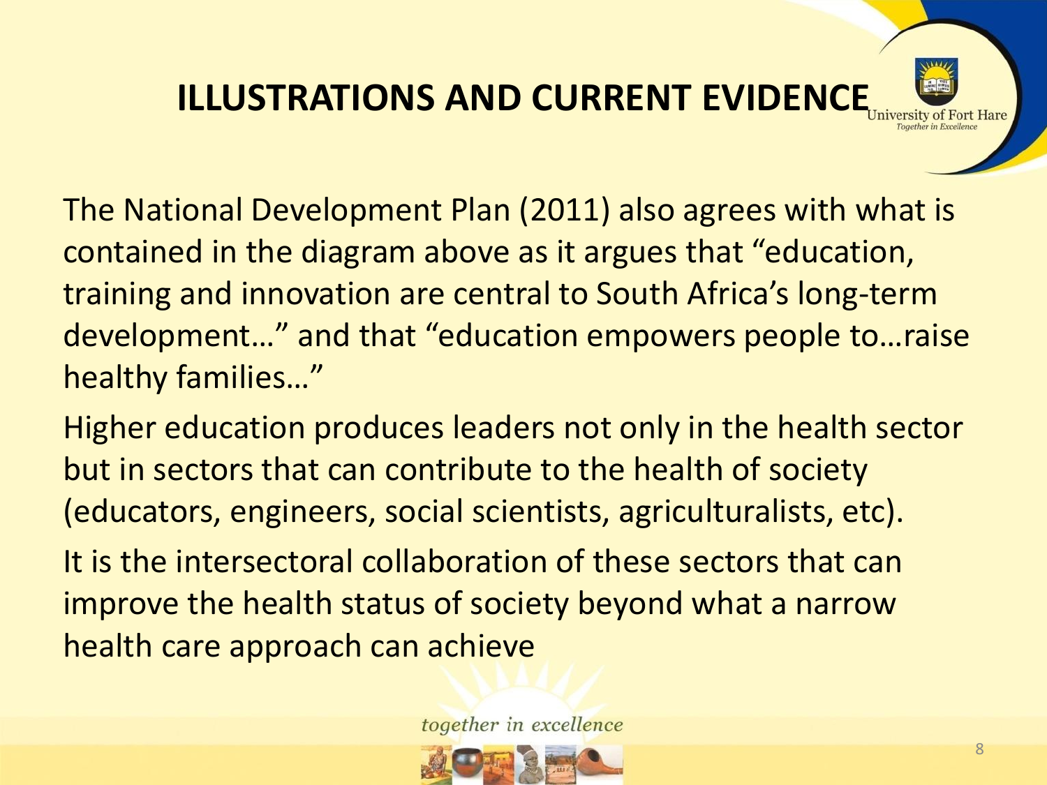# ILLUSTRATIONS AND CURRENT EVIDENCE

The National Development Plan (2011) also agrees with what is contained in the diagram above as it argues that "education, training and innovation are central to South Africa's long-term development…" and that "education empowers people to…raise healthy families…"

Higher education produces leaders not only in the health sector but in sectors that can contribute to the health of society (educators, engineers, social scientists, agriculturalists, etc).

It is the intersectoral collaboration of these sectors that can improve the health status of society beyond what a narrow health care approach can achieve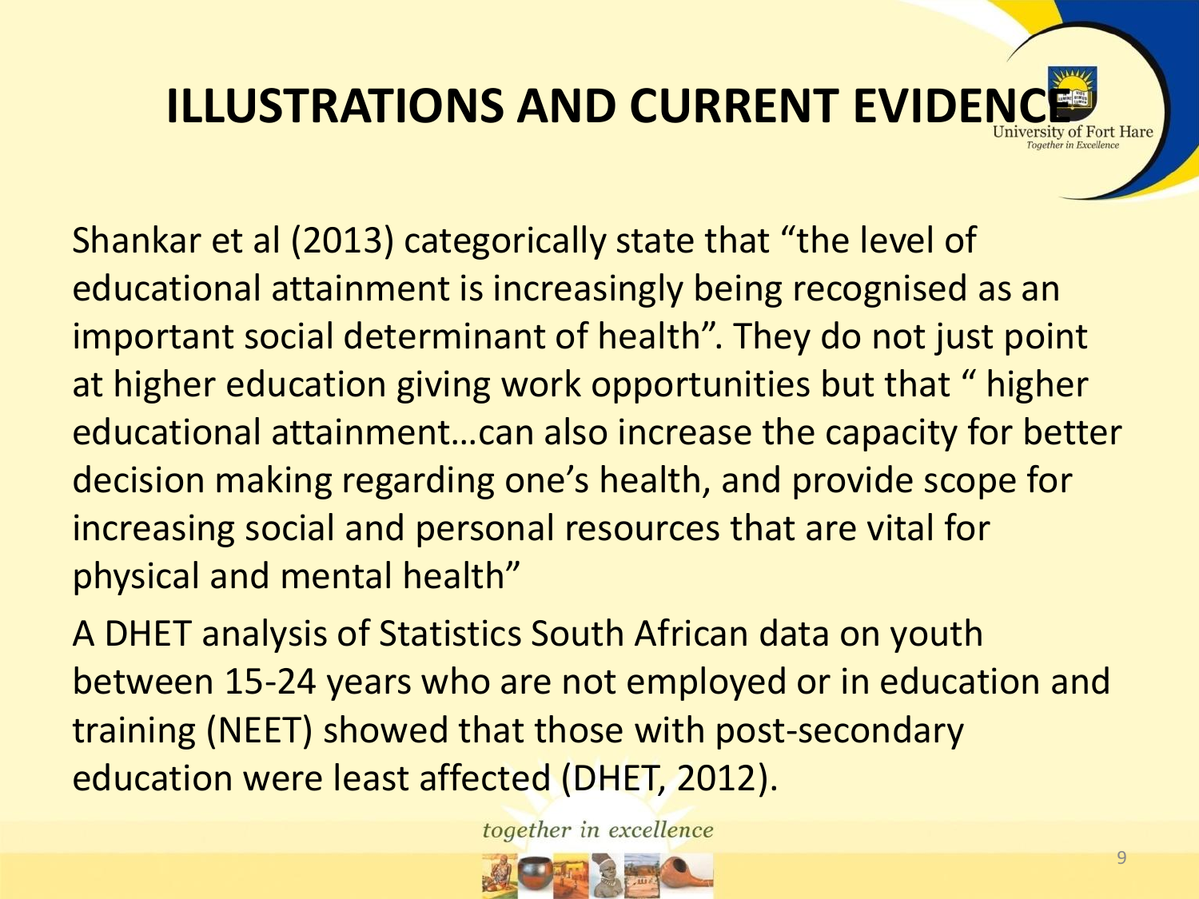# ILLUSTRATIONS AND CURRENT EVIDENCE

Shankar et al (2013) categorically state that “the level of educational attainment is increasingly being recognised as an important social determinant of health”. They do not just point at higher education giving work opportunities but that “ higher educational attainment…can also increase the capacity for better decision making regarding one’s health, and provide scope for increasing social and personal resources that are vital for physical and mental health”

A DHET analysis of Statistics South African data on youth between 15-24 years who are not employed or in education and training (NEET) showed that those with post-secondary education were least affected (DHET, 2012).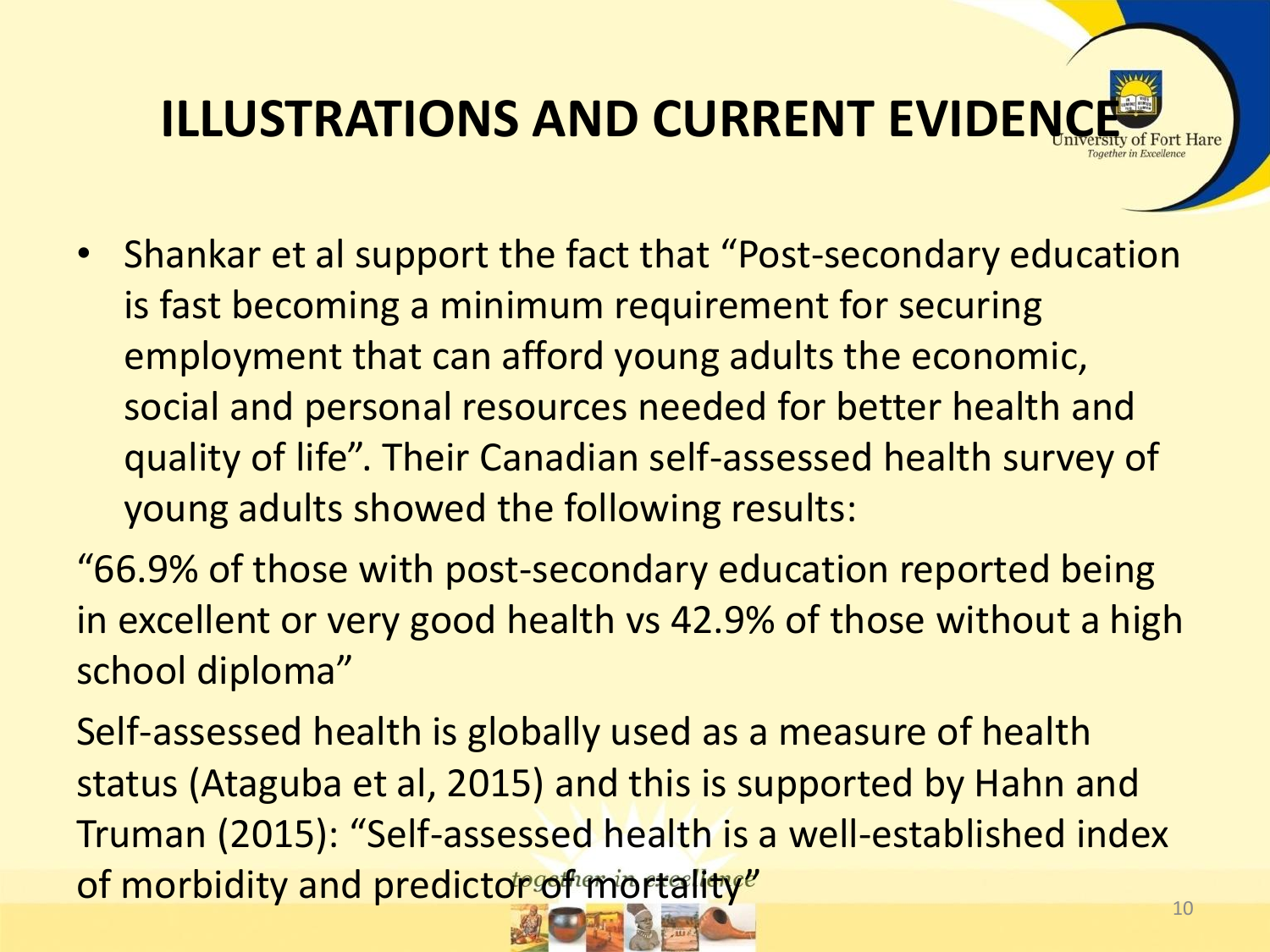# ILLUSTRATIONS AND CURRENT EVIDENCE

- Shankar et al support the fact that "Post-secondary education is fast becoming a minimum requirement for securing employment that can afford young adults the economic, social and personal resources needed for better health and quality of life". Their Canadian self-assessed health survey of young adults showed the following results:

"66.9% of those with post-secondary education reported being in excellent or very good health vs 42.9% of those without a high school diploma"

Self-assessed health is globally used as a measure of health status (Ataguba et al, 2015) and this is supported by Hahn and Truman (2015): "Self-assessed health is a well-established index of morbidity and predictor of mortality"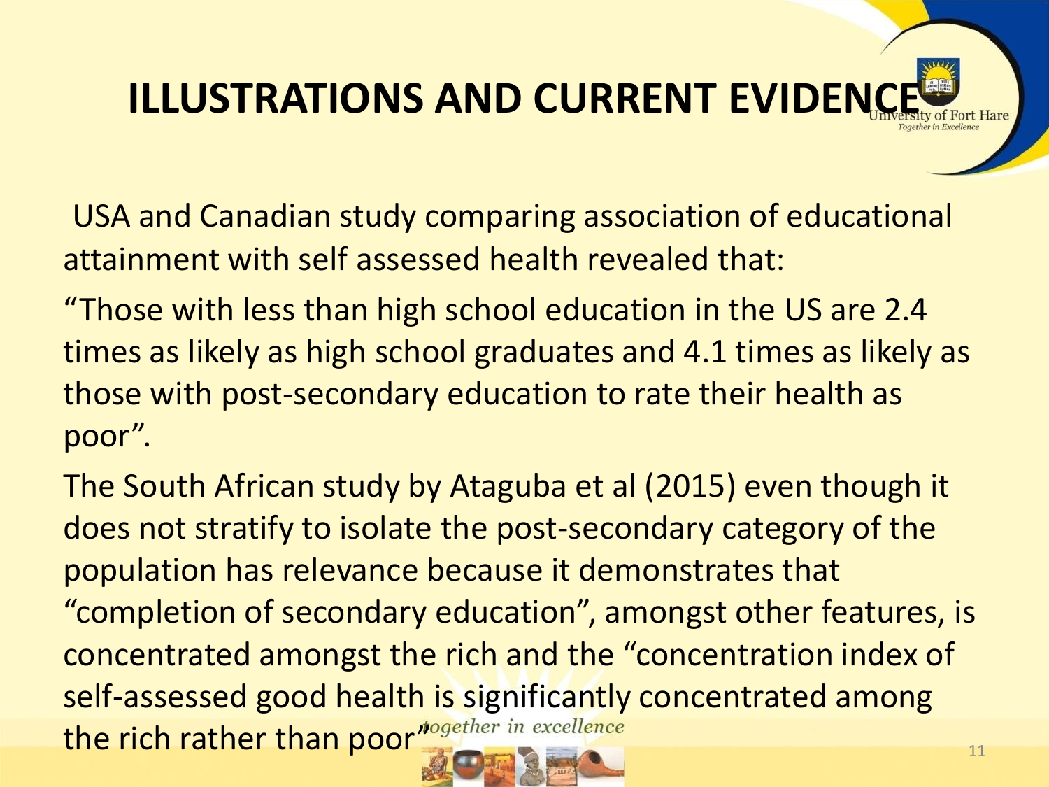# ILLUSTRATIONS AND CURRENT EVIDENCE

USA and Canadian study comparing association of educational attainment with self assessed health revealed that:

“Those with less than high school education in the US are 2.4 times as likely as high school graduates and 4.1 times as likely as those with post-secondary education to rate their health as poor”.

The South African study by Ataguba et al (2015) even though it does not stratify to isolate the post-secondary category of the population has relevance because it demonstrates that “completion of secondary education”, amongst other features, is concentrated amongst the rich and the “concentration index of self-assessed good health is significantly concentrated among the rich rather than poor”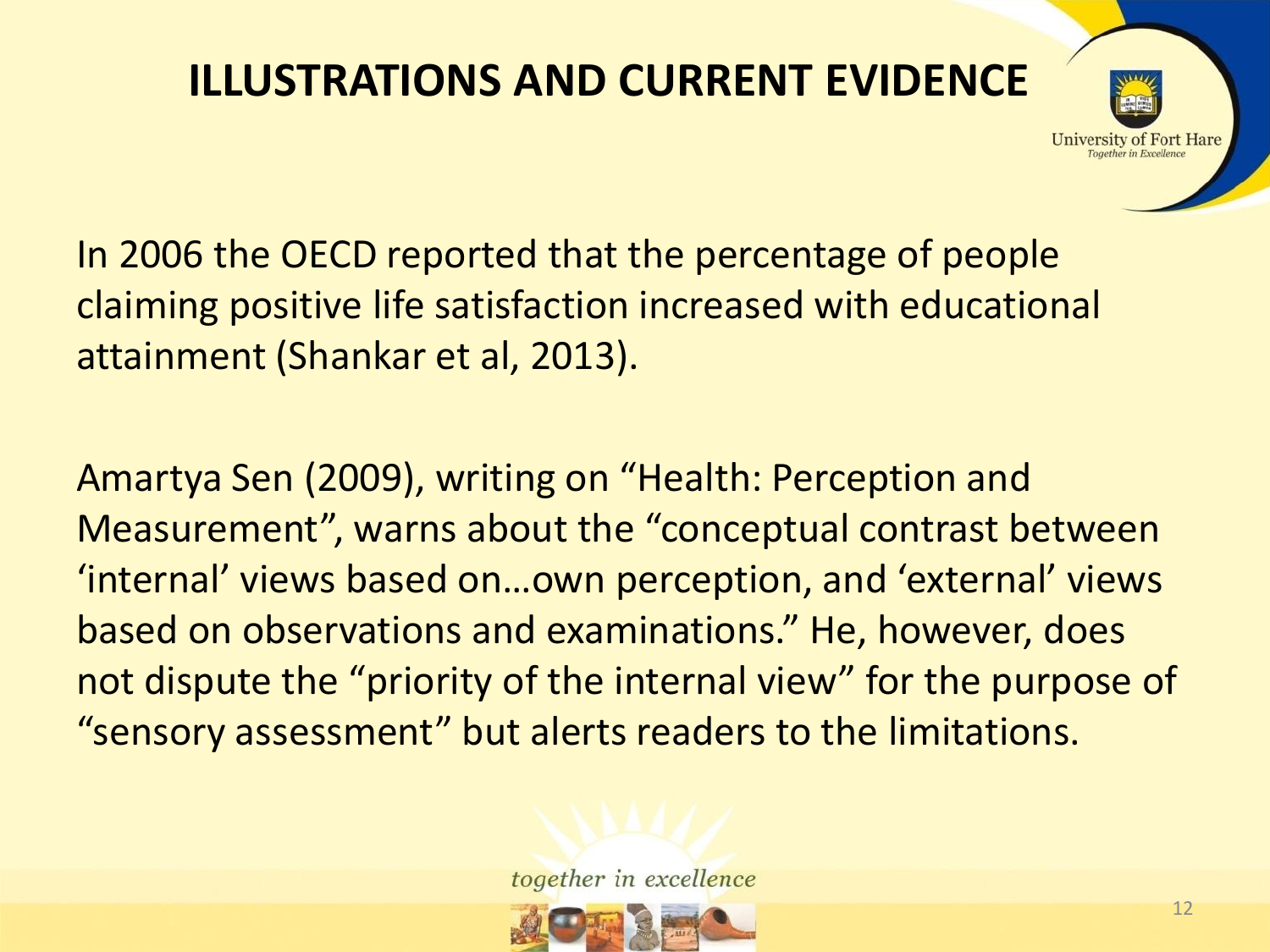# ILLUSTRATIONS AND CURRENT EVIDENCE

In 2006 the OECD reported that the percentage of people claiming positive life satisfaction increased with educational attainment (Shankar et al, 2013).

Amartya Sen (2009), writing on "Health: Perception and Measurement", warns about the "conceptual contrast between 'internal' views based on…own perception, and 'external' views based on observations and examinations." He, however, does not dispute the "priority of the internal view" for the purpose of "sensory assessment" but alerts readers to the limitations.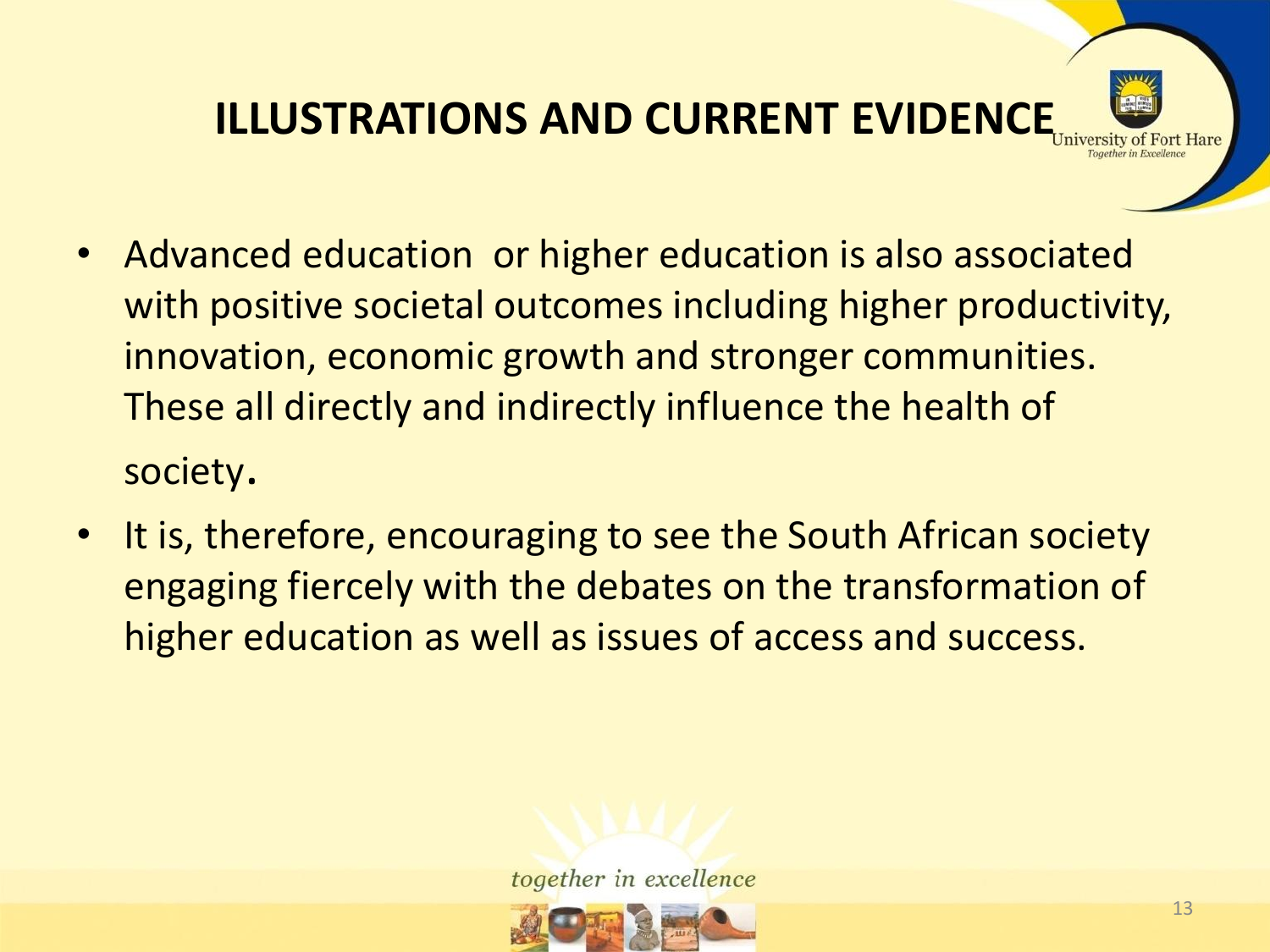# ILLUSTRATIONS AND CURRENT EVIDENCE

- Advanced education or higher education is also associated with positive societal outcomes including higher productivity, innovation, economic growth and stronger communities. These all directly and indirectly influence the health of society.
- It is, therefore, encouraging to see the South African society engaging fiercely with the debates on the transformation of higher education as well as issues of access and success.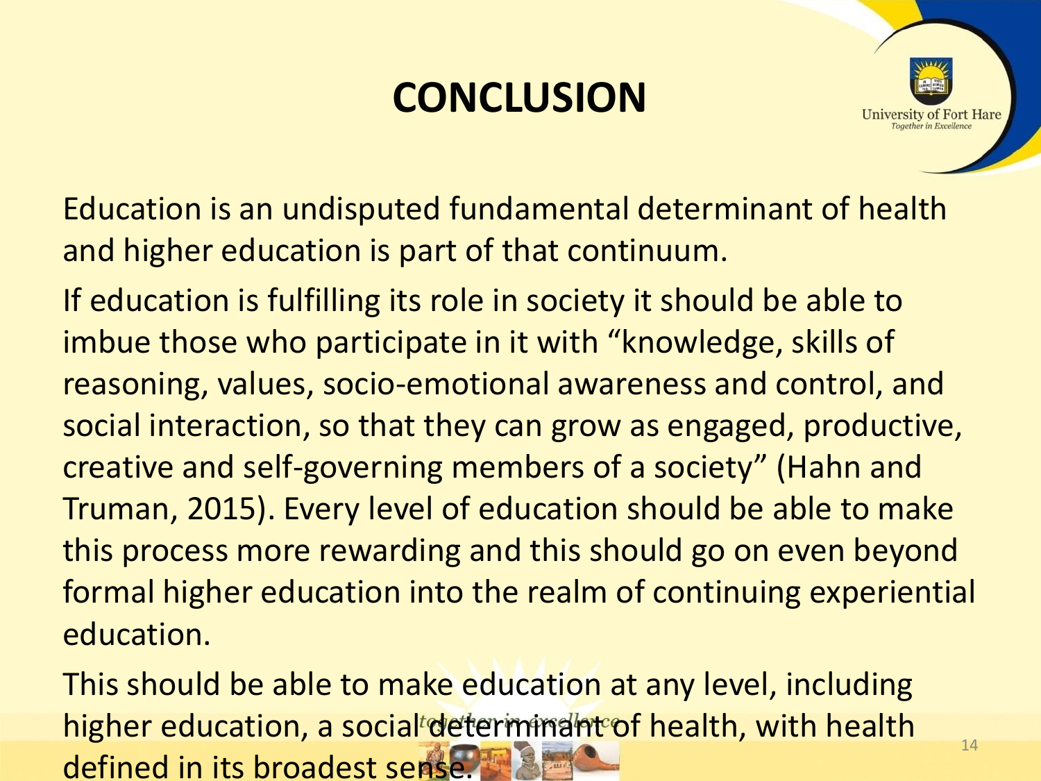# CONCLUSION

Education is an undisputed fundamental determinant of health and higher education is part of that continuum.

If education is fulfilling its role in society it should be able to imbue those who participate in it with "knowledge, skills of reasoning, values, socio-emotional awareness and control, and social interaction, so that they can grow as engaged, productive, creative and self-governing members of a society" (Hahn and Truman, 2015). Every level of education should be able to make this process more rewarding and this should go on even beyond formal higher education into the realm of continuing experiential education.

This should be able to make education at any level, including higher education, a social determinant of health, with health defined in its broadest sense.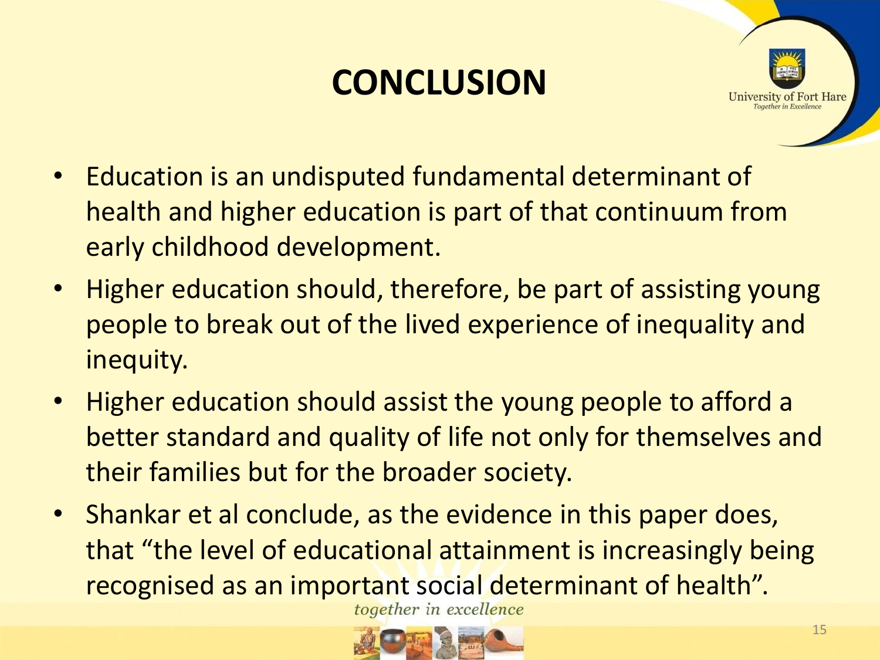# CONCLUSION

- Education is an undisputed fundamental determinant of health and higher education is part of that continuum from early childhood development.
- Higher education should, therefore, be part of assisting young people to break out of the lived experience of inequality and inequity.
- Higher education should assist the young people to afford a better standard and quality of life not only for themselves and their families but for the broader society.
- Shankar et al conclude, as the evidence in this paper does, that "the level of educational attainment is increasingly being recognised as an important social determinant of health".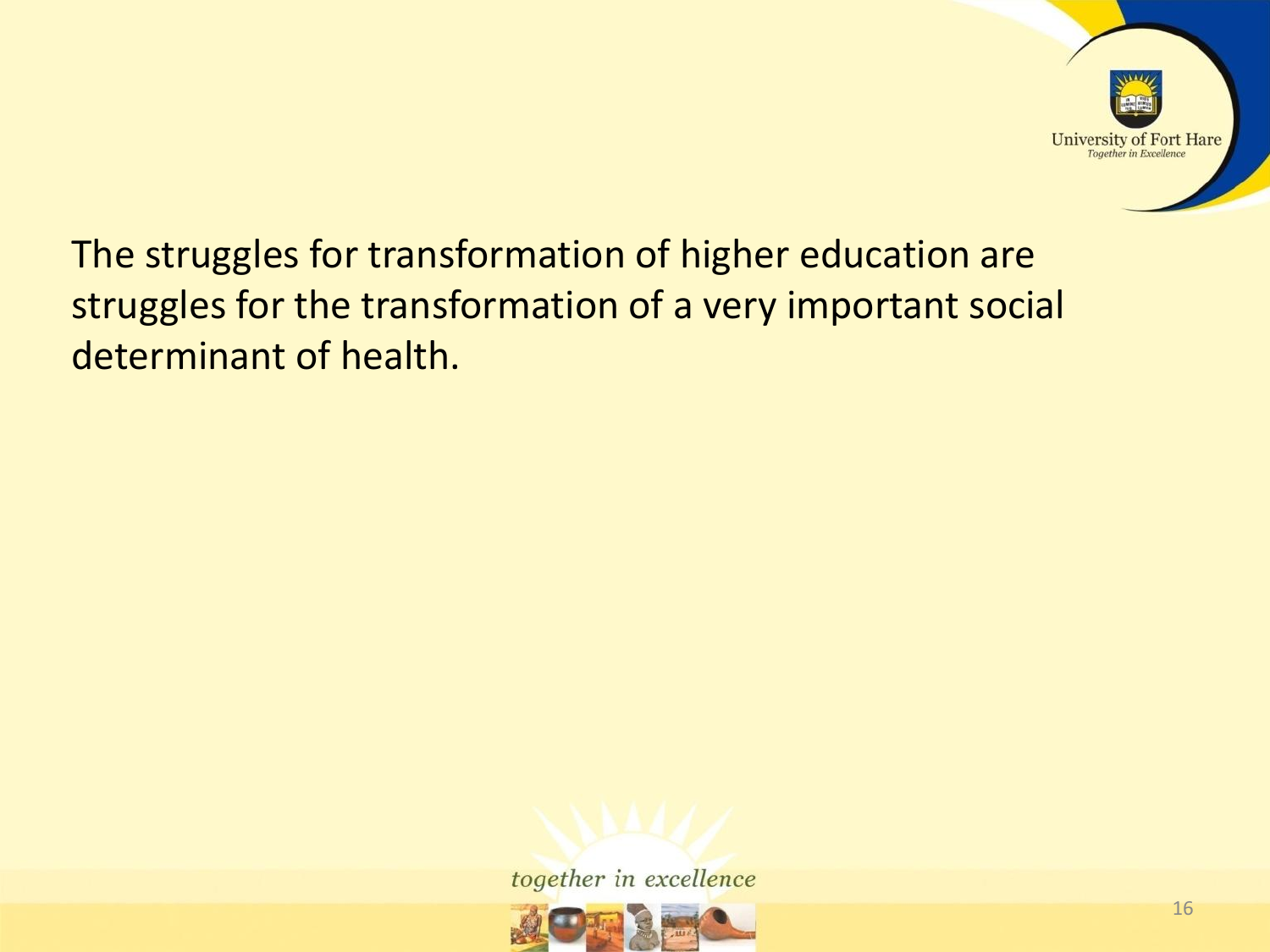The struggles for transformation of higher education are struggles for the transformation of a very important social determinant of health.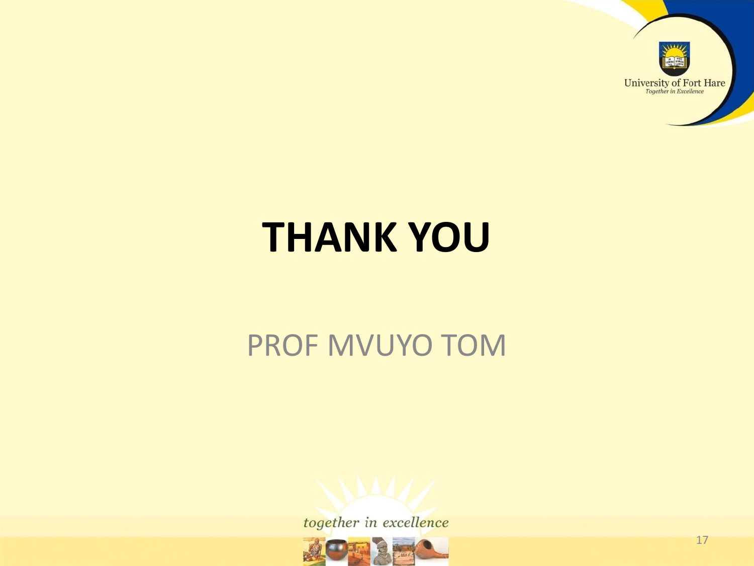# THANK YOU

PROF MVUYO TOM